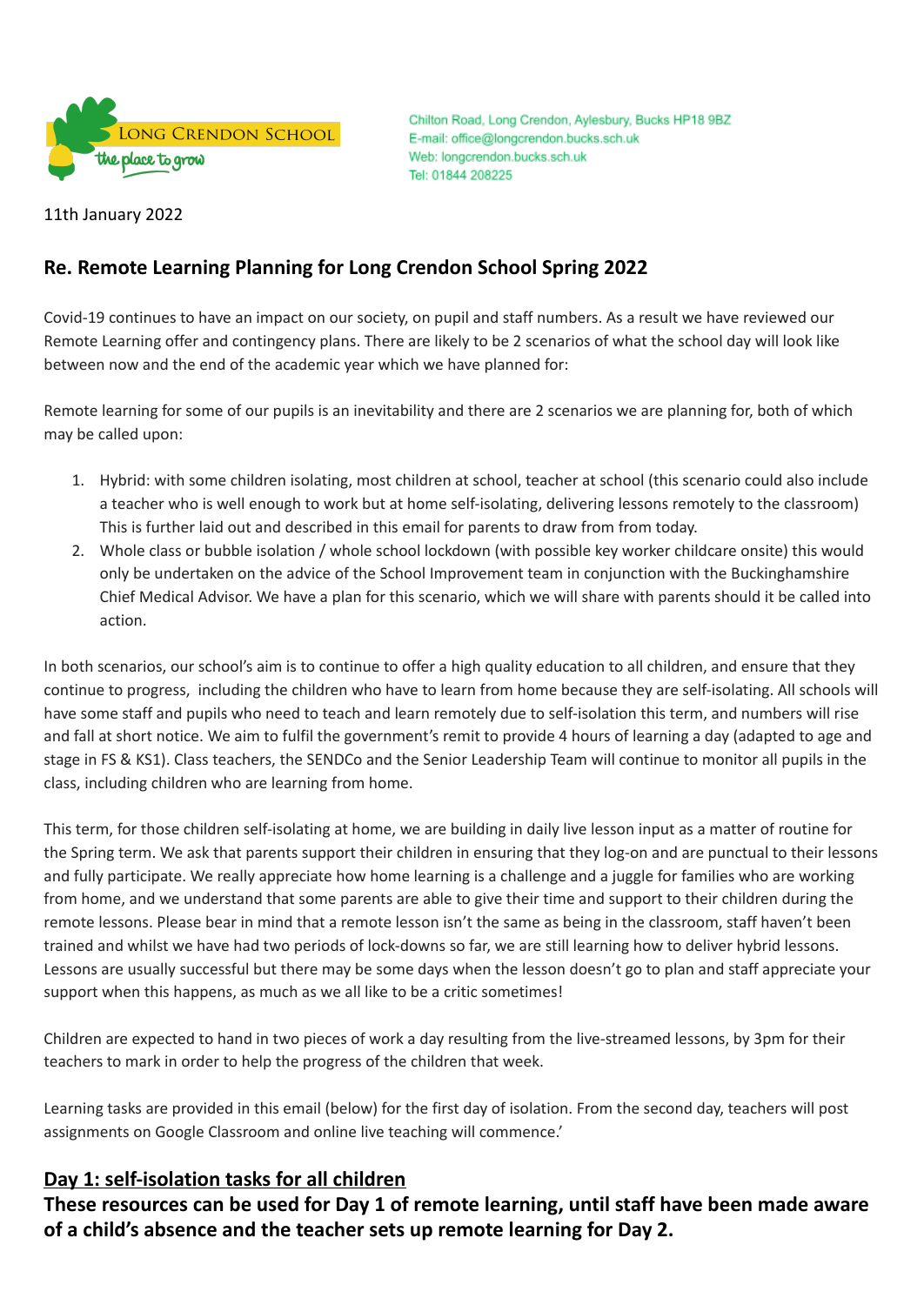LONG CRENDON SCHOOL
the place to grow

Chilton Road, Long Crendon, Aylesbury, Bucks HP18 9BZ
E-mail: office@longcrendon.bucks.sch.uk
Web: longcrendon.bucks.sch.uk
Tel: 01844 208225

11th January 2022

## Re. Remote Learning Planning for Long Crendon School Spring 2022

Covid-19 continues to have an impact on our society, on pupil and staff numbers. As a result we have reviewed our Remote Learning offer and contingency plans. There are likely to be 2 scenarios of what the school day will look like between now and the end of the academic year which we have planned for:

Remote learning for some of our pupils is an inevitability and there are 2 scenarios we are planning for, both of which may be called upon:

1. Hybrid: with some children isolating, most children at school, teacher at school (this scenario could also include a teacher who is well enough to work but at home self-isolating, delivering lessons remotely to the classroom) This is further laid out and described in this email for parents to draw from from today.
2. Whole class or bubble isolation / whole school lockdown (with possible key worker childcare onsite) this would only be undertaken on the advice of the School Improvement team in conjunction with the Buckinghamshire Chief Medical Advisor. We have a plan for this scenario, which we will share with parents should it be called into action.

In both scenarios, our school's aim is to continue to offer a high quality education to all children, and ensure that they continue to progress, including the children who have to learn from home because they are self-isolating. All schools will have some staff and pupils who need to teach and learn remotely due to self-isolation this term, and numbers will rise and fall at short notice. We aim to fulfil the government's remit to provide 4 hours of learning a day (adapted to age and stage in FS & KS1). Class teachers, the SENDCo and the Senior Leadership Team will continue to monitor all pupils in the class, including children who are learning from home.

This term, for those children self-isolating at home, we are building in daily live lesson input as a matter of routine for the Spring term. We ask that parents support their children in ensuring that they log-on and are punctual to their lessons and fully participate. We really appreciate how home learning is a challenge and a juggle for families who are working from home, and we understand that some parents are able to give their time and support to their children during the remote lessons. Please bear in mind that a remote lesson isn't the same as being in the classroom, staff haven't been trained and whilst we have had two periods of lock-downs so far, we are still learning how to deliver hybrid lessons. Lessons are usually successful but there may be some days when the lesson doesn't go to plan and staff appreciate your support when this happens, as much as we all like to be a critic sometimes!

Children are expected to hand in two pieces of work a day resulting from the live-streamed lessons, by 3pm for their teachers to mark in order to help the progress of the children that week.

Learning tasks are provided in this email (below) for the first day of isolation. From the second day, teachers will post assignments on Google Classroom and online live teaching will commence.'

## <u>Day 1: self-isolation tasks for all children</u>

**These resources can be used for Day 1 of remote learning, until staff have been made aware of a child's absence and the teacher sets up remote learning for Day 2.**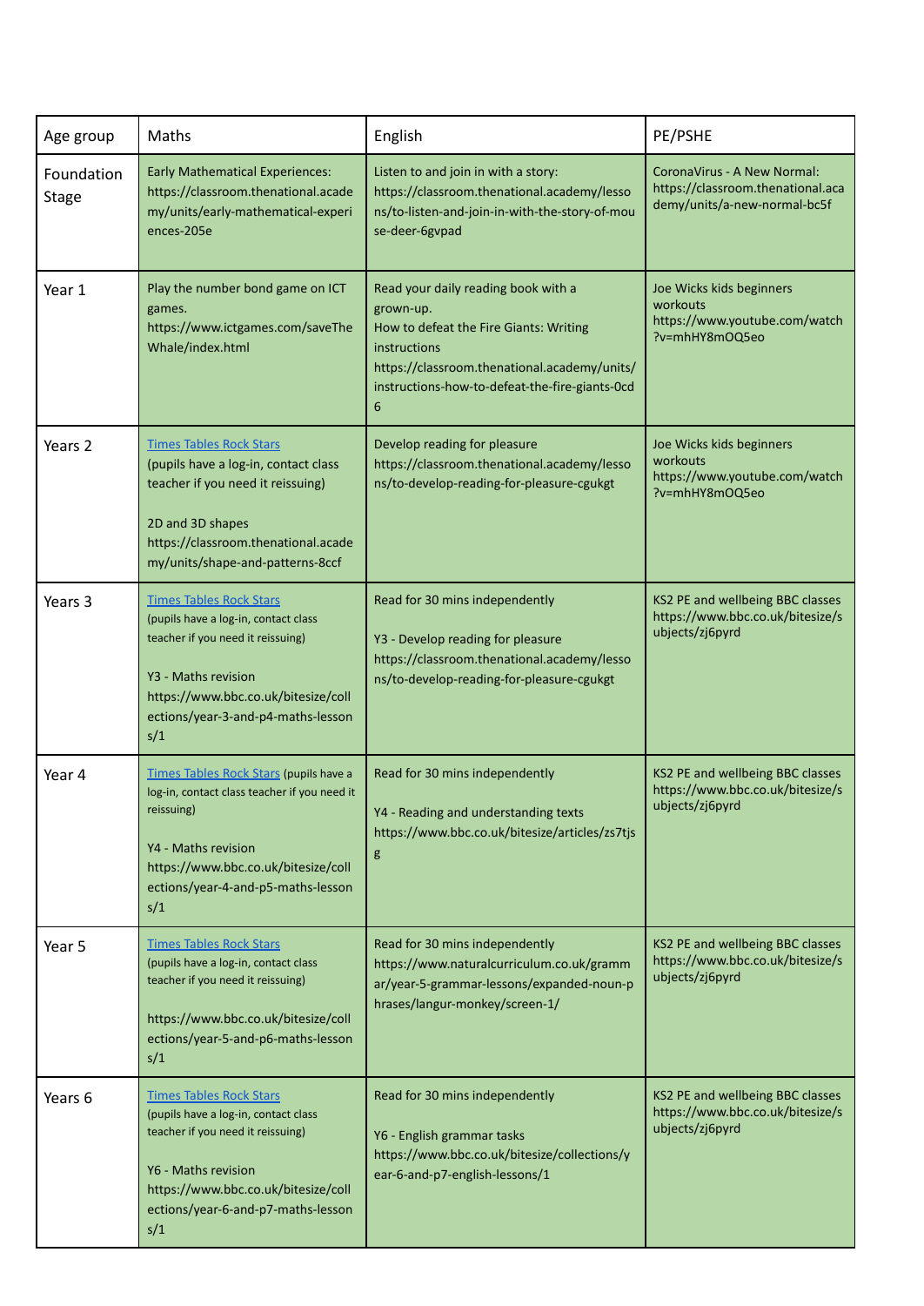| Age group | Maths | English | PE/PSHE |
| --- | --- | --- | --- |
| Foundation Stage | Early Mathematical Experiences: https://classroom.thenational.academy/units/early-mathematical-experiences-205e | Listen to and join in with a story: https://classroom.thenational.academy/lessons/to-listen-and-join-in-with-the-story-of-mouse-deer-6gvpad | CoronaVirus - A New Normal: https://classroom.thenational.academy/units/a-new-normal-bc5f |
| Year 1 | Play the number bond game on ICT games. https://www.ictgames.com/saveTheWhale/index.html | Read your daily reading book with a grown-up. How to defeat the Fire Giants: Writing instructions https://classroom.thenational.academy/units/instructions-how-to-defeat-the-fire-giants-0cd6 | Joe Wicks kids beginners workouts https://www.youtube.com/watch?v=mhHY8mOQ5eo |
| Years 2 | Times Tables Rock Stars (pupils have a log-in, contact class teacher if you need it reissuing)<br><br>2D and 3D shapes https://classroom.thenational.academy/units/shape-and-patterns-8ccf | Develop reading for pleasure https://classroom.thenational.academy/lessons/to-develop-reading-for-pleasure-cgukgt | Joe Wicks kids beginners workouts https://www.youtube.com/watch?v=mhHY8mOQ5eo |
| Years 3 | Times Tables Rock Stars (pupils have a log-in, contact class teacher if you need it reissuing)<br><br>Y3 - Maths revision https://www.bbc.co.uk/bitesize/collections/year-3-and-p4-maths-lessons/1 | Read for 30 mins independently<br><br>Y3 - Develop reading for pleasure https://classroom.thenational.academy/lessons/to-develop-reading-for-pleasure-cgukgt | KS2 PE and wellbeing BBC classes https://www.bbc.co.uk/bitesize/subjects/zj6pyrd |
| Year 4 | Times Tables Rock Stars (pupils have a log-in, contact class teacher if you need it reissuing)<br><br>Y4 - Maths revision https://www.bbc.co.uk/bitesize/collections/year-4-and-p5-maths-lessons/1 | Read for 30 mins independently<br><br>Y4 - Reading and understanding texts https://www.bbc.co.uk/bitesize/articles/zs7tjsg | KS2 PE and wellbeing BBC classes https://www.bbc.co.uk/bitesize/subjects/zj6pyrd |
| Year 5 | Times Tables Rock Stars (pupils have a log-in, contact class teacher if you need it reissuing)<br><br>https://www.bbc.co.uk/bitesize/collections/year-5-and-p6-maths-lessons/1 | Read for 30 mins independently https://www.naturalcurriculum.co.uk/grammar/year-5-grammar-lessons/expanded-noun-phrases/langur-monkey/screen-1/ | KS2 PE and wellbeing BBC classes https://www.bbc.co.uk/bitesize/subjects/zj6pyrd |
| Years 6 | Times Tables Rock Stars (pupils have a log-in, contact class teacher if you need it reissuing)<br><br>Y6 - Maths revision https://www.bbc.co.uk/bitesize/collections/year-6-and-p7-maths-lessons/1 | Read for 30 mins independently<br><br>Y6 - English grammar tasks https://www.bbc.co.uk/bitesize/collections/year-6-and-p7-english-lessons/1 | KS2 PE and wellbeing BBC classes https://www.bbc.co.uk/bitesize/subjects/zj6pyrd |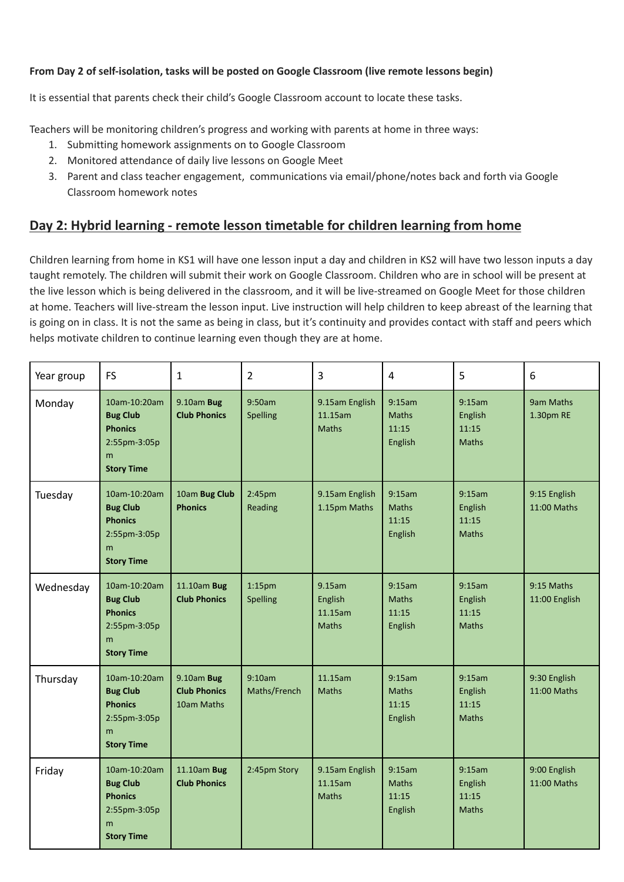**From Day 2 of self-isolation, tasks will be posted on Google Classroom (live remote lessons begin)**

It is essential that parents check their child's Google Classroom account to locate these tasks.

Teachers will be monitoring children's progress and working with parents at home in three ways:

1. Submitting homework assignments on to Google Classroom
2. Monitored attendance of daily live lessons on Google Meet
3. Parent and class teacher engagement, communications via email/phone/notes back and forth via Google Classroom homework notes

## Day 2: Hybrid learning - remote lesson timetable for children learning from home

Children learning from home in KS1 will have one lesson input a day and children in KS2 will have two lesson inputs a day taught remotely. The children will submit their work on Google Classroom. Children who are in school will be present at the live lesson which is being delivered in the classroom, and it will be live-streamed on Google Meet for those children at home. Teachers will live-stream the lesson input. Live instruction will help children to keep abreast of the learning that is going on in class. It is not the same as being in class, but it's continuity and provides contact with staff and peers which helps motivate children to continue learning even though they are at home.

| Year group | FS | 1 | 2 | 3 | 4 | 5 | 6 |
|---|---|---|---|---|---|---|---|
| Monday | 10am-10:20am **Bug Club Phonics** 2:55pm-3:05pm **Story Time** | 9.10am **Bug Club Phonics** | 9:50am Spelling | 9.15am English 11.15am Maths | 9:15am Maths 11:15 English | 9:15am English 11:15 Maths | 9am Maths 1.30pm RE |
| Tuesday | 10am-10:20am **Bug Club Phonics** 2:55pm-3:05pm **Story Time** | 10am **Bug Club Phonics** | 2:45pm Reading | 9.15am English 1.15pm Maths | 9:15am Maths 11:15 English | 9:15am English 11:15 Maths | 9:15 English 11:00 Maths |
| Wednesday | 10am-10:20am **Bug Club Phonics** 2:55pm-3:05pm **Story Time** | 11.10am **Bug Club Phonics** | 1:15pm Spelling | 9.15am English 11.15am Maths | 9:15am Maths 11:15 English | 9:15am English 11:15 Maths | 9:15 Maths 11:00 English |
| Thursday | 10am-10:20am **Bug Club Phonics** 2:55pm-3:05pm **Story Time** | 9.10am **Bug Club Phonics** 10am Maths | 9:10am Maths/French | 11.15am Maths | 9:15am Maths 11:15 English | 9:15am English 11:15 Maths | 9:30 English 11:00 Maths |
| Friday | 10am-10:20am **Bug Club Phonics** 2:55pm-3:05pm **Story Time** | 11.10am **Bug Club Phonics** | 2:45pm Story | 9.15am English 11.15am Maths | 9:15am Maths 11:15 English | 9:15am English 11:15 Maths | 9:00 English 11:00 Maths |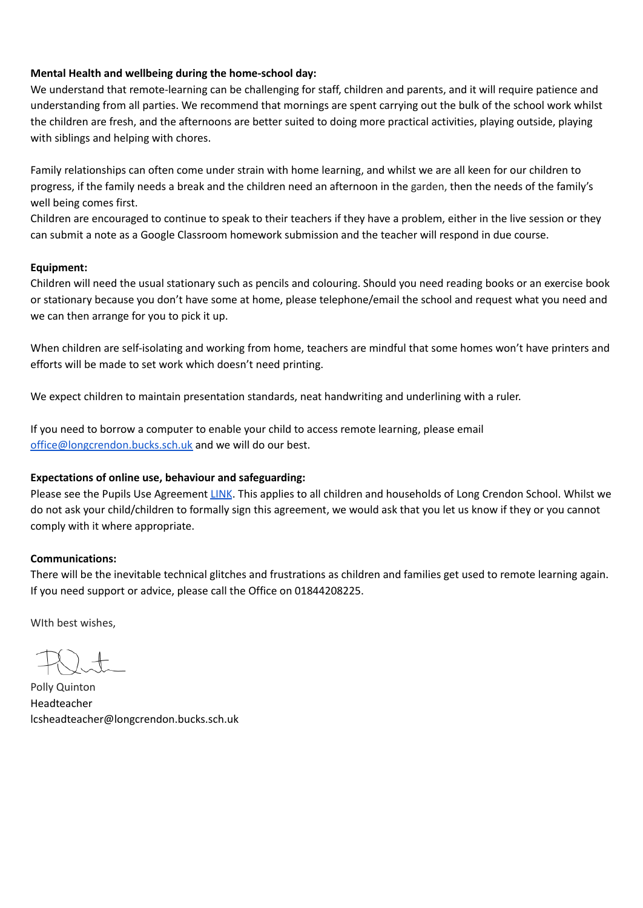**Mental Health and wellbeing during the home-school day:**
We understand that remote-learning can be challenging for staff, children and parents, and it will require patience and understanding from all parties. We recommend that mornings are spent carrying out the bulk of the school work whilst the children are fresh, and the afternoons are better suited to doing more practical activities, playing outside, playing with siblings and helping with chores.

Family relationships can often come under strain with home learning, and whilst we are all keen for our children to progress, if the family needs a break and the children need an afternoon in the garden, then the needs of the family's well being comes first.
Children are encouraged to continue to speak to their teachers if they have a problem, either in the live session or they can submit a note as a Google Classroom homework submission and the teacher will respond in due course.

**Equipment:**
Children will need the usual stationary such as pencils and colouring. Should you need reading books or an exercise book or stationary because you don't have some at home, please telephone/email the school and request what you need and we can then arrange for you to pick it up.

When children are self-isolating and working from home, teachers are mindful that some homes won't have printers and efforts will be made to set work which doesn't need printing.

We expect children to maintain presentation standards, neat handwriting and underlining with a ruler.

If you need to borrow a computer to enable your child to access remote learning, please email office@longcrendon.bucks.sch.uk and we will do our best.

**Expectations of online use, behaviour and safeguarding:**
Please see the Pupils Use Agreement LINK. This applies to all children and households of Long Crendon School. Whilst we do not ask your child/children to formally sign this agreement, we would ask that you let us know if they or you cannot comply with it where appropriate.

**Communications:**
There will be the inevitable technical glitches and frustrations as children and families get used to remote learning again. If you need support or advice, please call the Office on 01844208225.

WIth best wishes,

Polly Quinton
Headteacher
lcsheadteacher@longcrendon.bucks.sch.uk